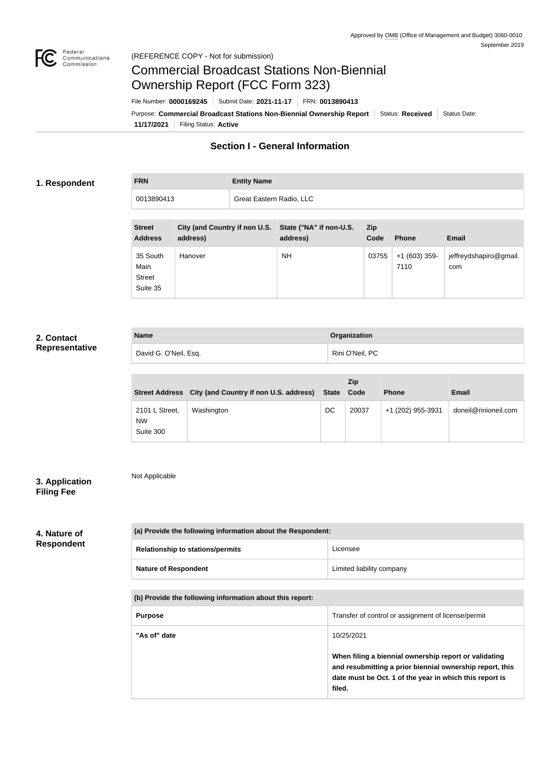Approved by OMB (Office of Management and Budget) 3060-0010
September 2019

(REFERENCE COPY - Not for submission)

# Commercial Broadcast Stations Non-Biennial Ownership Report (FCC Form 323)

File Number: **0000169245** | Submit Date: **2021-11-17** | FRN: **0013890413**

Purpose: **Commercial Broadcast Stations Non-Biennial Ownership Report** | Status: **Received** | Status Date: **11/17/2021** | Filing Status: **Active**

## Section I - General Information

### 1. Respondent

| FRN | Entity Name |
|---|---|
| 0013890413 | Great Eastern Radio, LLC |

| Street Address | City (and Country if non U.S. address) | State ("NA" if non-U.S. address) | Zip Code | Phone | Email |
|---|---|---|---|---|---|
| 35 South Main Street Suite 35 | Hanover | NH | 03755 | +1 (603) 359-7110 | jeffreydshapiro@gmail.com |

### 2. Contact Representative

| Name | Organization |
|---|---|
| David G. O'Neil, Esq. | Rini O'Neil, PC |

| Street Address | City (and Country if non U.S. address) | State | Zip Code | Phone | Email |
|---|---|---|---|---|---|
| 2101 L Street, NW Suite 300 | Washington | DC | 20037 | +1 (202) 955-3931 | doneil@rinioneil.com |

### 3. Application Filing Fee

Not Applicable

### 4. Nature of Respondent

| (a) Provide the following information about the Respondent: | |
|---|---|
| **Relationship to stations/permits** | Licensee |
| **Nature of Respondent** | Limited liability company |

| (b) Provide the following information about this report: | |
|---|---|
| **Purpose** | Transfer of control or assignment of license/permit |
| **"As of" date** | 10/25/2021<br><br>**When filing a biennial ownership report or validating and resubmitting a prior biennial ownership report, this date must be Oct. 1 of the year in which this report is filed.** |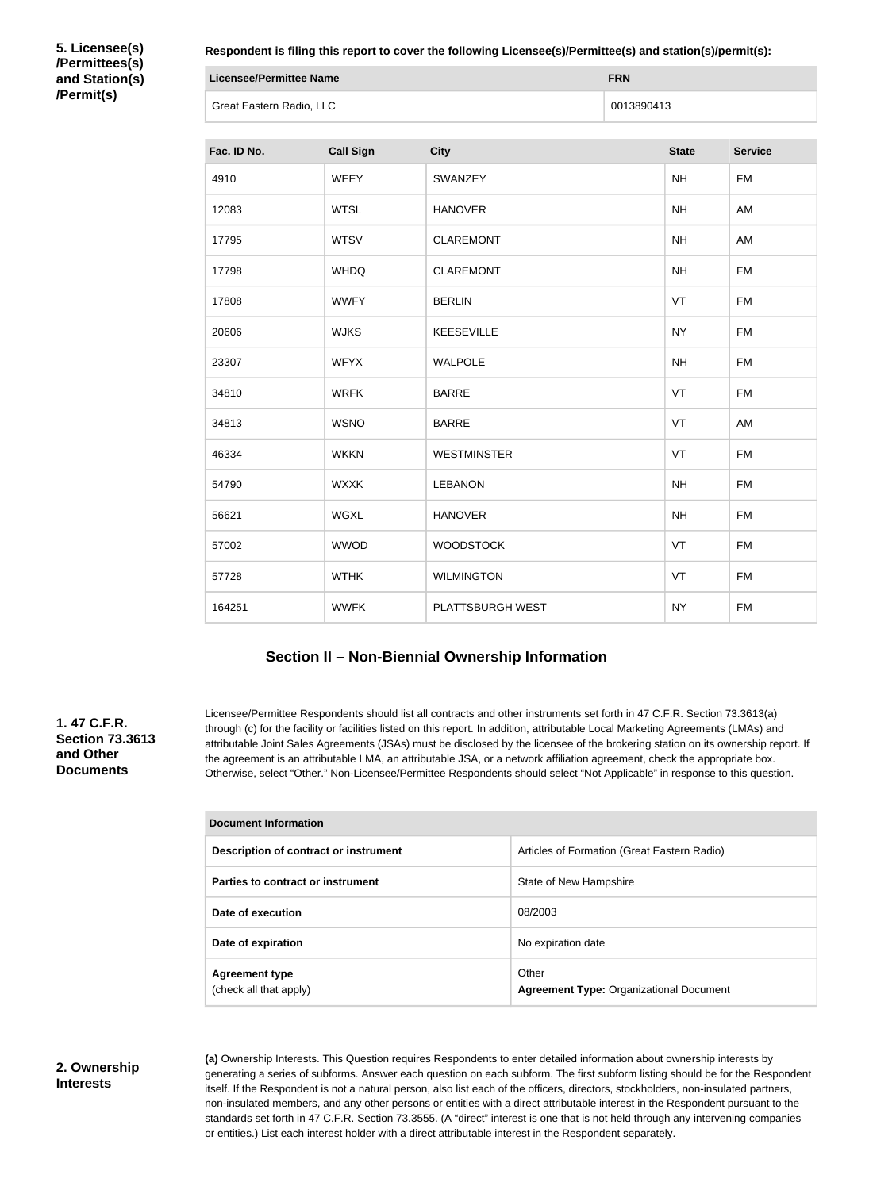**5. Licensee(s) /Permittees(s) and Station(s) /Permit(s)**

**Respondent is filing this report to cover the following Licensee(s)/Permittee(s) and station(s)/permit(s):**

| Licensee/Permittee Name | FRN |
|---|---|
| Great Eastern Radio, LLC | 0013890413 |

| Fac. ID No. | Call Sign | City | State | Service |
|---|---|---|---|---|
| 4910 | WEEY | SWANZEY | NH | FM |
| 12083 | WTSL | HANOVER | NH | AM |
| 17795 | WTSV | CLAREMONT | NH | AM |
| 17798 | WHDQ | CLAREMONT | NH | FM |
| 17808 | WWFY | BERLIN | VT | FM |
| 20606 | WJKS | KEESEVILLE | NY | FM |
| 23307 | WFYX | WALPOLE | NH | FM |
| 34810 | WRFK | BARRE | VT | FM |
| 34813 | WSNO | BARRE | VT | AM |
| 46334 | WKKN | WESTMINSTER | VT | FM |
| 54790 | WXXK | LEBANON | NH | FM |
| 56621 | WGXL | HANOVER | NH | FM |
| 57002 | WWOD | WOODSTOCK | VT | FM |
| 57728 | WTHK | WILMINGTON | VT | FM |
| 164251 | WWFK | PLATTSBURGH WEST | NY | FM |

## Section II – Non-Biennial Ownership Information

**1. 47 C.F.R. Section 73.3613 and Other Documents**

Licensee/Permittee Respondents should list all contracts and other instruments set forth in 47 C.F.R. Section 73.3613(a) through (c) for the facility or facilities listed on this report. In addition, attributable Local Marketing Agreements (LMAs) and attributable Joint Sales Agreements (JSAs) must be disclosed by the licensee of the brokering station on its ownership report. If the agreement is an attributable LMA, an attributable JSA, or a network affiliation agreement, check the appropriate box. Otherwise, select "Other." Non-Licensee/Permittee Respondents should select "Not Applicable" in response to this question.

| Document Information | |
|---|---|
| Description of contract or instrument | Articles of Formation (Great Eastern Radio) |
| Parties to contract or instrument | State of New Hampshire |
| Date of execution | 08/2003 |
| Date of expiration | No expiration date |
| Agreement type (check all that apply) | Other **Agreement Type:** Organizational Document |

**2. Ownership Interests**

**(a)** Ownership Interests. This Question requires Respondents to enter detailed information about ownership interests by generating a series of subforms. Answer each question on each subform. The first subform listing should be for the Respondent itself. If the Respondent is not a natural person, also list each of the officers, directors, stockholders, non-insulated partners, non-insulated members, and any other persons or entities with a direct attributable interest in the Respondent pursuant to the standards set forth in 47 C.F.R. Section 73.3555. (A "direct" interest is one that is not held through any intervening companies or entities.) List each interest holder with a direct attributable interest in the Respondent separately.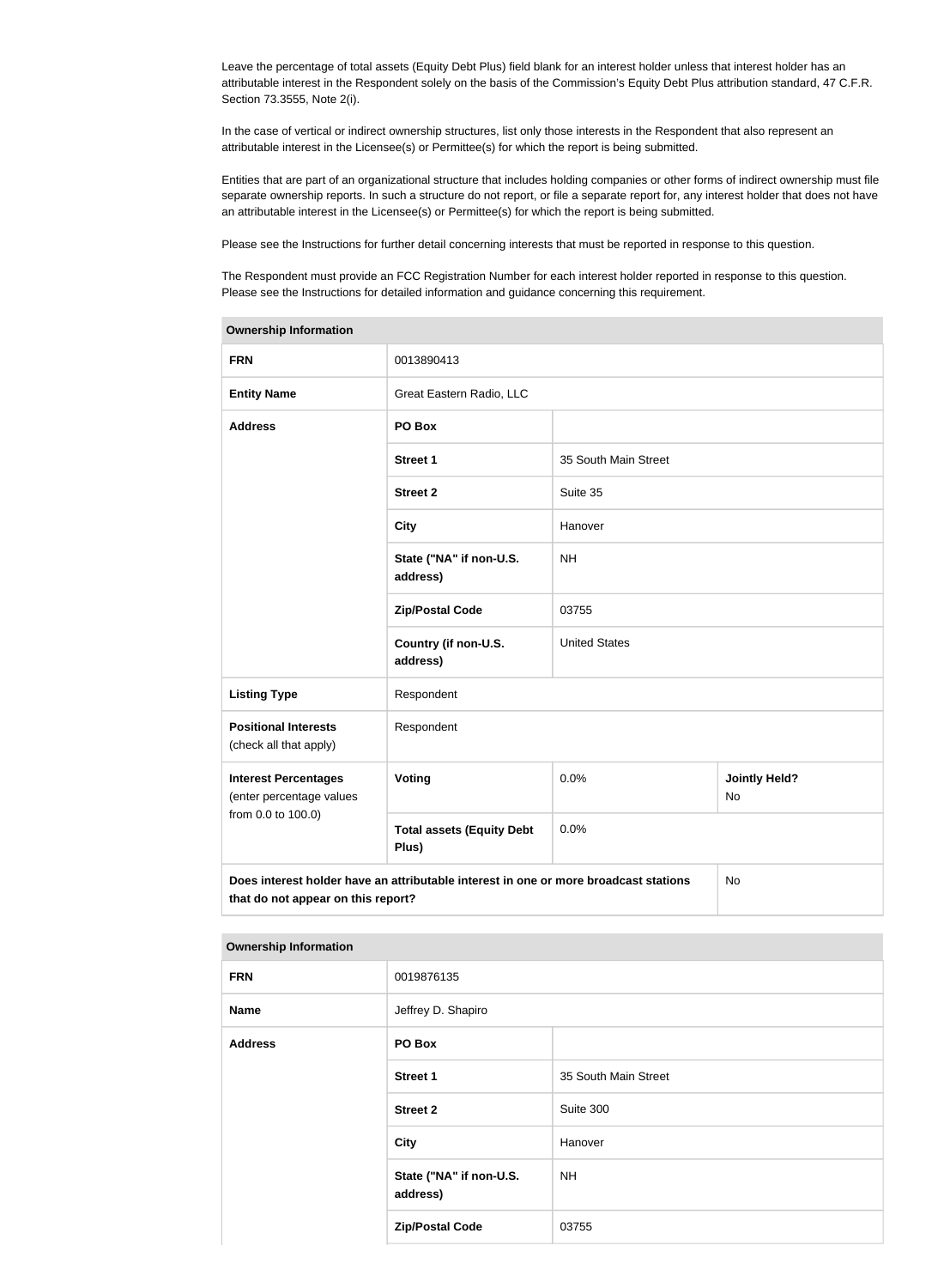Leave the percentage of total assets (Equity Debt Plus) field blank for an interest holder unless that interest holder has an attributable interest in the Respondent solely on the basis of the Commission's Equity Debt Plus attribution standard, 47 C.F.R. Section 73.3555, Note 2(i).

In the case of vertical or indirect ownership structures, list only those interests in the Respondent that also represent an attributable interest in the Licensee(s) or Permittee(s) for which the report is being submitted.

Entities that are part of an organizational structure that includes holding companies or other forms of indirect ownership must file separate ownership reports. In such a structure do not report, or file a separate report for, any interest holder that does not have an attributable interest in the Licensee(s) or Permittee(s) for which the report is being submitted.

Please see the Instructions for further detail concerning interests that must be reported in response to this question.

The Respondent must provide an FCC Registration Number for each interest holder reported in response to this question. Please see the Instructions for detailed information and guidance concerning this requirement.

| **Ownership Information** | | | |
|---|---|---|---|
| **FRN** | 0013890413 | | |
| **Entity Name** | Great Eastern Radio, LLC | | |
| **Address** | **PO Box** | | |
| | **Street 1** | 35 South Main Street | |
| | **Street 2** | Suite 35 | |
| | **City** | Hanover | |
| | **State ("NA" if non-U.S. address)** | NH | |
| | **Zip/Postal Code** | 03755 | |
| | **Country (if non-U.S. address)** | United States | |
| **Listing Type** | Respondent | | |
| **Positional Interests** (check all that apply) | Respondent | | |
| **Interest Percentages** (enter percentage values from 0.0 to 100.0) | **Voting** | 0.0% | **Jointly Held?** No |
| | **Total assets (Equity Debt Plus)** | 0.0% | |
| **Does interest holder have an attributable interest in one or more broadcast stations that do not appear on this report?** | | | No |

| **Ownership Information** | | |
|---|---|---|
| **FRN** | 0019876135 | |
| **Name** | Jeffrey D. Shapiro | |
| **Address** | **PO Box** | |
| | **Street 1** | 35 South Main Street |
| | **Street 2** | Suite 300 |
| | **City** | Hanover |
| | **State ("NA" if non-U.S. address)** | NH |
| | **Zip/Postal Code** | 03755 |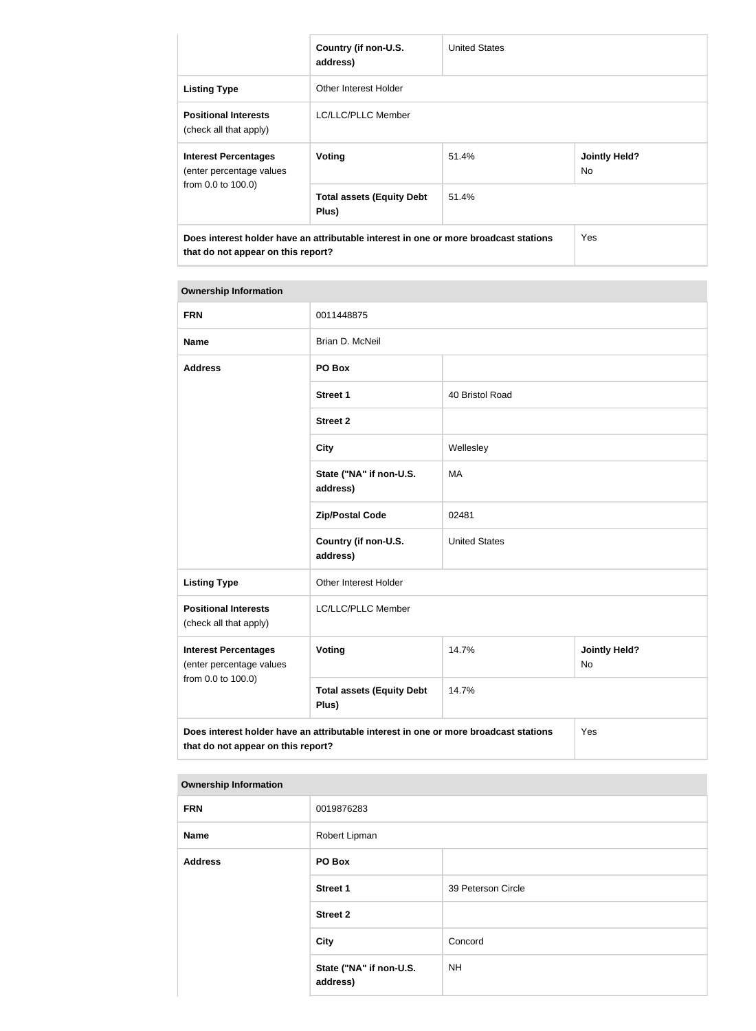| | | | |
|---|---|---|---|
| | Country (if non-U.S. address) | United States | |
| **Listing Type** | Other Interest Holder | | |
| **Positional Interests** (check all that apply) | LC/LLC/PLLC Member | | |
| **Interest Percentages** (enter percentage values from 0.0 to 100.0) | **Voting** | 51.4% | **Jointly Held?** No |
| | **Total assets (Equity Debt Plus)** | 51.4% | |
| **Does interest holder have an attributable interest in one or more broadcast stations that do not appear on this report?** | | | Yes |

| **Ownership Information** | | | |
|---|---|---|---|
| **FRN** | 0011448875 | | |
| **Name** | Brian D. McNeil | | |
| **Address** | **PO Box** | | |
| | **Street 1** | 40 Bristol Road | |
| | **Street 2** | | |
| | **City** | Wellesley | |
| | **State ("NA" if non-U.S. address)** | MA | |
| | **Zip/Postal Code** | 02481 | |
| | **Country (if non-U.S. address)** | United States | |
| **Listing Type** | Other Interest Holder | | |
| **Positional Interests** (check all that apply) | LC/LLC/PLLC Member | | |
| **Interest Percentages** (enter percentage values from 0.0 to 100.0) | **Voting** | 14.7% | **Jointly Held?** No |
| | **Total assets (Equity Debt Plus)** | 14.7% | |
| **Does interest holder have an attributable interest in one or more broadcast stations that do not appear on this report?** | | | Yes |

| **Ownership Information** | | |
|---|---|---|
| **FRN** | 0019876283 | |
| **Name** | Robert Lipman | |
| **Address** | **PO Box** | |
| | **Street 1** | 39 Peterson Circle |
| | **Street 2** | |
| | **City** | Concord |
| | **State ("NA" if non-U.S. address)** | NH |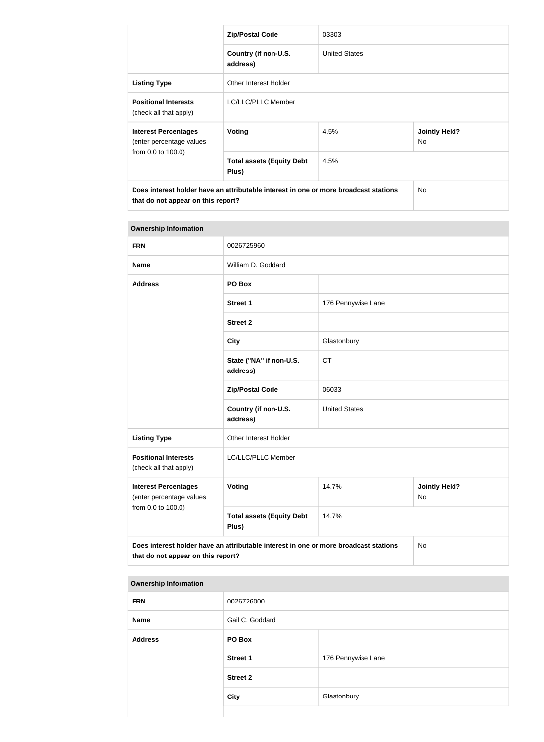| | | | |
|---|---|---|---|
| | **Zip/Postal Code** | 03303 | |
| | **Country (if non-U.S. address)** | United States | |
| **Listing Type** | Other Interest Holder | | |
| **Positional Interests** (check all that apply) | LC/LLC/PLLC Member | | |
| **Interest Percentages** (enter percentage values from 0.0 to 100.0) | **Voting** | 4.5% | **Jointly Held?** No |
| | **Total assets (Equity Debt Plus)** | 4.5% | |
| **Does interest holder have an attributable interest in one or more broadcast stations that do not appear on this report?** | | | No |

| **Ownership Information** | | | |
|---|---|---|---|
| **FRN** | 0026725960 | | |
| **Name** | William D. Goddard | | |
| **Address** | **PO Box** | | |
| | **Street 1** | 176 Pennywise Lane | |
| | **Street 2** | | |
| | **City** | Glastonbury | |
| | **State ("NA" if non-U.S. address)** | CT | |
| | **Zip/Postal Code** | 06033 | |
| | **Country (if non-U.S. address)** | United States | |
| **Listing Type** | Other Interest Holder | | |
| **Positional Interests** (check all that apply) | LC/LLC/PLLC Member | | |
| **Interest Percentages** (enter percentage values from 0.0 to 100.0) | **Voting** | 14.7% | **Jointly Held?** No |
| | **Total assets (Equity Debt Plus)** | 14.7% | |
| **Does interest holder have an attributable interest in one or more broadcast stations that do not appear on this report?** | | | No |

| **Ownership Information** | | |
|---|---|---|
| **FRN** | 0026726000 | |
| **Name** | Gail C. Goddard | |
| **Address** | **PO Box** | |
| | **Street 1** | 176 Pennywise Lane |
| | **Street 2** | |
| | **City** | Glastonbury |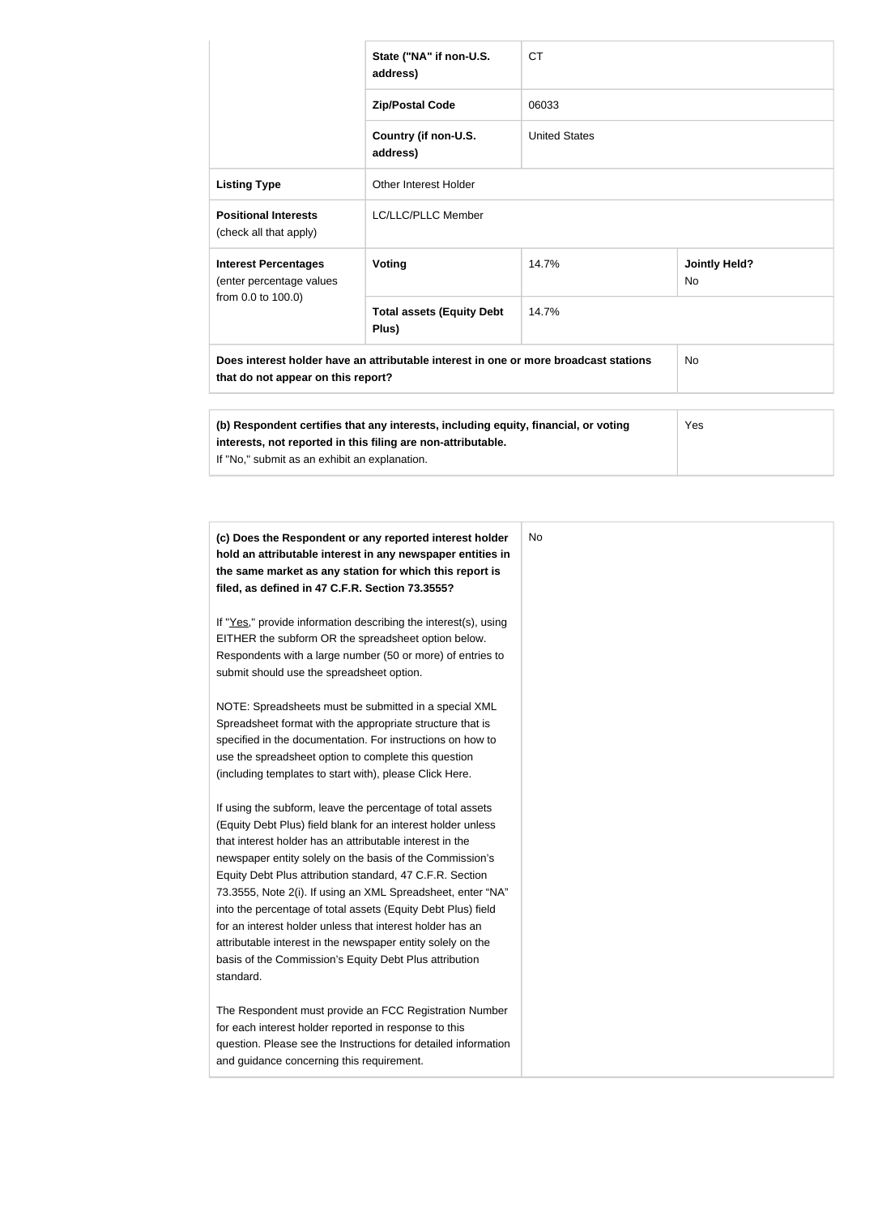| | | | |
|---|---|---|---|
| | **State ("NA" if non-U.S. address)** | CT | |
| | **Zip/Postal Code** | 06033 | |
| | **Country (if non-U.S. address)** | United States | |
| **Listing Type** | Other Interest Holder | | |
| **Positional Interests** (check all that apply) | LC/LLC/PLLC Member | | |
| **Interest Percentages** (enter percentage values from 0.0 to 100.0) | **Voting** | 14.7% | **Jointly Held?** No |
| | **Total assets (Equity Debt Plus)** | 14.7% | |
| **Does interest holder have an attributable interest in one or more broadcast stations that do not appear on this report?** | | | No |

| | |
|---|---|
| **(b) Respondent certifies that any interests, including equity, financial, or voting interests, not reported in this filing are non-attributable.** If "No," submit as an exhibit an explanation. | Yes |

| | |
|---|---|
| **(c) Does the Respondent or any reported interest holder hold an attributable interest in any newspaper entities in the same market as any station for which this report is filed, as defined in 47 C.F.R. Section 73.3555?**<br><br>If "Yes," provide information describing the interest(s), using EITHER the subform OR the spreadsheet option below. Respondents with a large number (50 or more) of entries to submit should use the spreadsheet option.<br><br>NOTE: Spreadsheets must be submitted in a special XML Spreadsheet format with the appropriate structure that is specified in the documentation. For instructions on how to use the spreadsheet option to complete this question (including templates to start with), please Click Here.<br><br>If using the subform, leave the percentage of total assets (Equity Debt Plus) field blank for an interest holder unless that interest holder has an attributable interest in the newspaper entity solely on the basis of the Commission's Equity Debt Plus attribution standard, 47 C.F.R. Section 73.3555, Note 2(i). If using an XML Spreadsheet, enter "NA" into the percentage of total assets (Equity Debt Plus) field for an interest holder unless that interest holder has an attributable interest in the newspaper entity solely on the basis of the Commission's Equity Debt Plus attribution standard.<br><br>The Respondent must provide an FCC Registration Number for each interest holder reported in response to this question. Please see the Instructions for detailed information and guidance concerning this requirement. | No |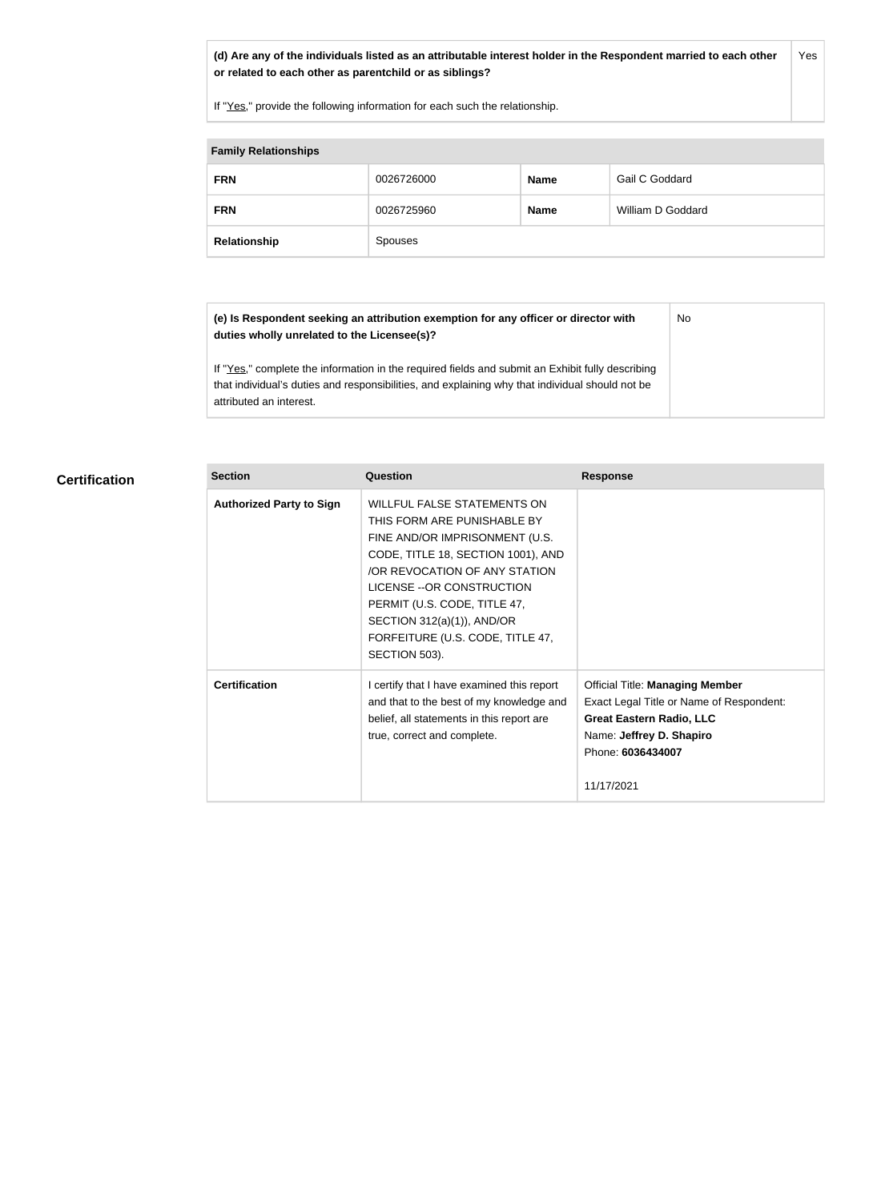| | |
|---|---|
| **(d) Are any of the individuals listed as an attributable interest holder in the Respondent married to each other or related to each other as parentchild or as siblings?**<br><br>If "Yes," provide the following information for each such the relationship. | Yes |

| Family Relationships | | | |
|---|---|---|---|
| **FRN** | 0026726000 | **Name** | Gail C Goddard |
| **FRN** | 0026725960 | **Name** | William D Goddard |
| **Relationship** | Spouses | | |

| | |
|---|---|
| **(e) Is Respondent seeking an attribution exemption for any officer or director with duties wholly unrelated to the Licensee(s)?**<br><br>If "Yes," complete the information in the required fields and submit an Exhibit fully describing that individual's duties and responsibilities, and explaining why that individual should not be attributed an interest. | No |

## Certification

| Section | Question | Response |
|---|---|---|
| **Authorized Party to Sign** | WILLFUL FALSE STATEMENTS ON THIS FORM ARE PUNISHABLE BY FINE AND/OR IMPRISONMENT (U.S. CODE, TITLE 18, SECTION 1001), AND /OR REVOCATION OF ANY STATION LICENSE --OR CONSTRUCTION PERMIT (U.S. CODE, TITLE 47, SECTION 312(a)(1)), AND/OR FORFEITURE (U.S. CODE, TITLE 47, SECTION 503). | |
| **Certification** | I certify that I have examined this report and that to the best of my knowledge and belief, all statements in this report are true, correct and complete. | Official Title: **Managing Member**<br>Exact Legal Title or Name of Respondent: **Great Eastern Radio, LLC**<br>Name: **Jeffrey D. Shapiro**<br>Phone: **6036434007**<br><br>11/17/2021 |